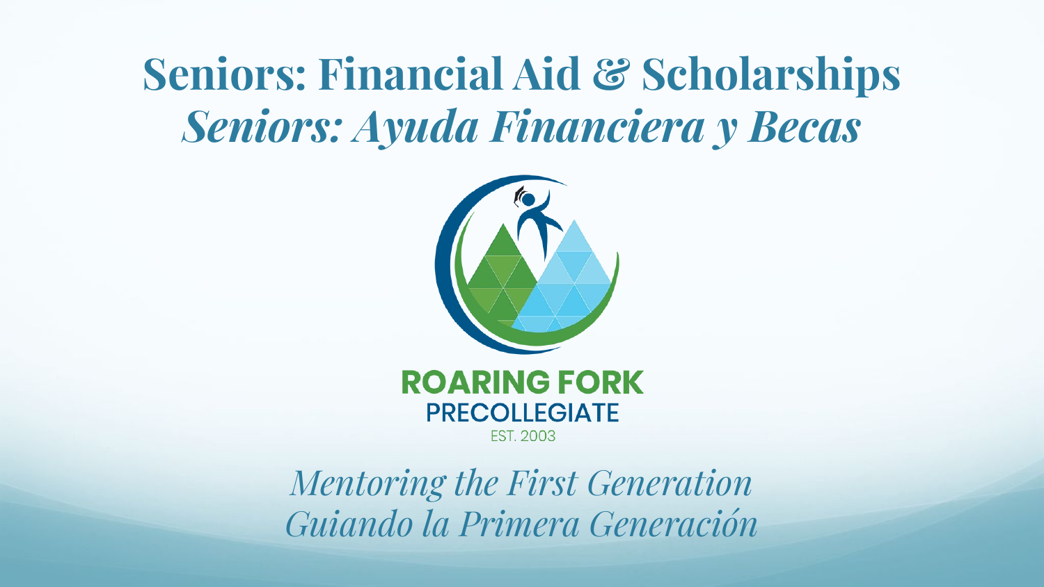# Seniors: Financial Aid & Scholarships
# *Seniors: Ayuda Financiera y Becas*

**ROARING FORK**
**PRECOLLEGIATE**
EST. 2003

*Mentoring the First Generation*
*Guiando la Primera Generación*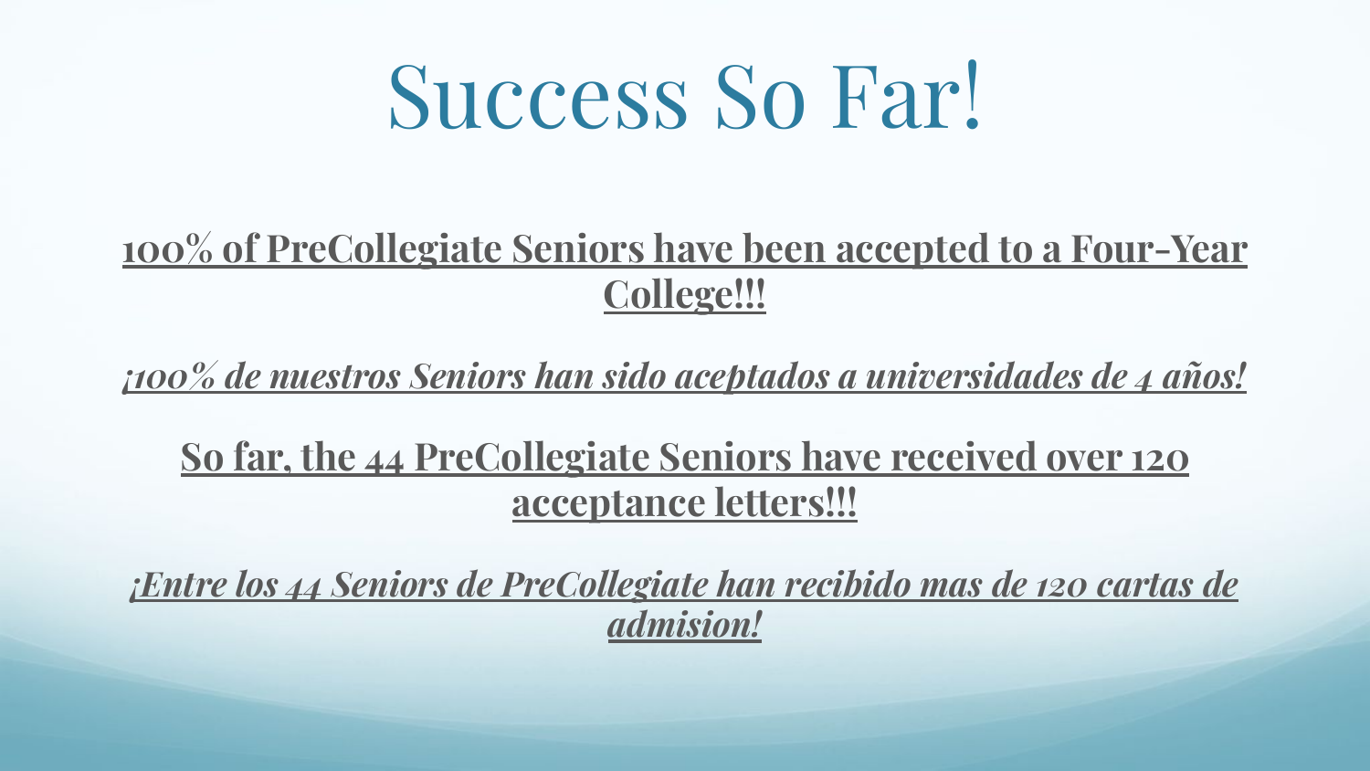# Success So Far!

**100% of PreCollegiate Seniors have been accepted to a Four-Year College!!!**

***¡100% de nuestros Seniors han sido aceptados a universidades de 4 años!***

**So far, the 44 PreCollegiate Seniors have received over 120 acceptance letters!!!**

***¡Entre los 44 Seniors de PreCollegiate han recibido mas de 120 cartas de admision!***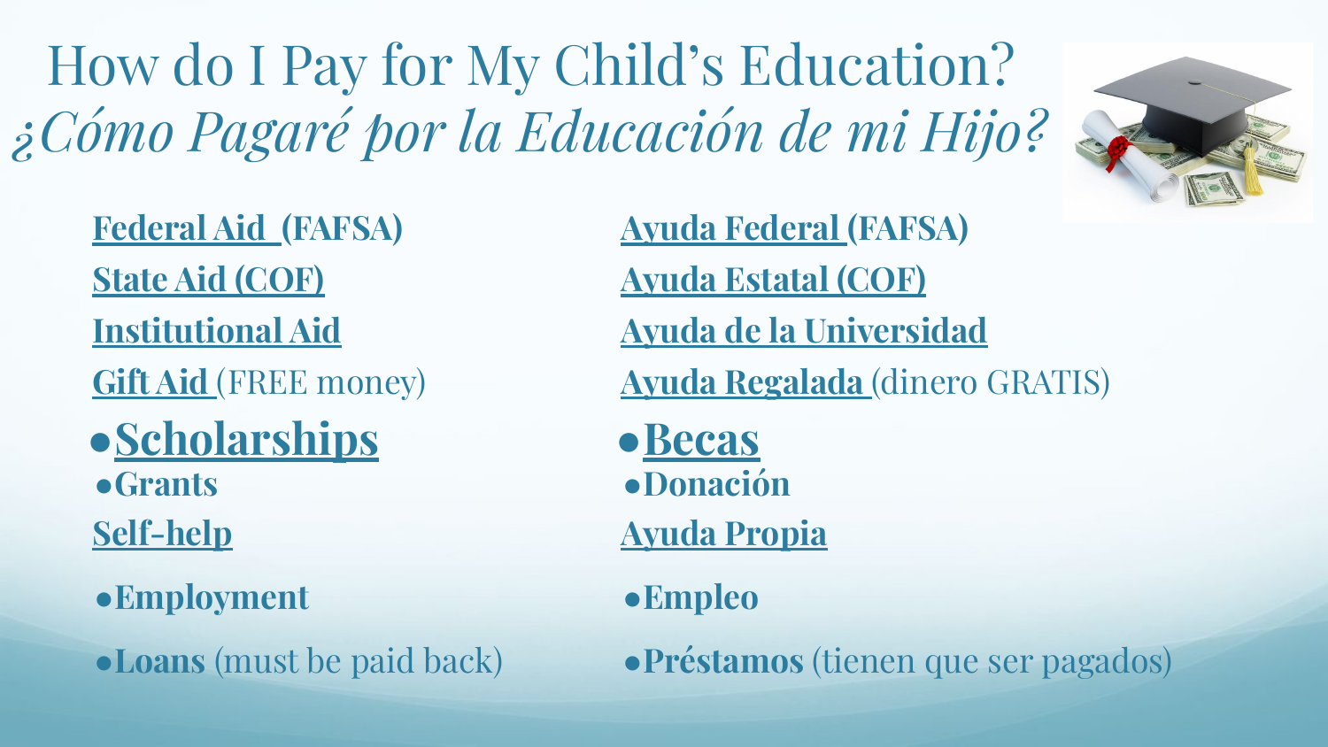# How do I Pay for My Child's Education?

# *¿Cómo Pagaré por la Educación de mi Hijo?*

**Federal Aid (FAFSA)**

**State Aid (COF)**

**Institutional Aid**

**Gift Aid** (FREE money)

- **Scholarships**
- **Grants**

**Self-help**

- **Employment**
- **Loans** (must be paid back)

**Ayuda Federal (FAFSA)**

**Ayuda Estatal (COF)**

**Ayuda de la Universidad**

**Ayuda Regalada** (dinero GRATIS)

- **Becas**
- **Donación**

**Ayuda Propia**

- **Empleo**
- **Préstamos** (tienen que ser pagados)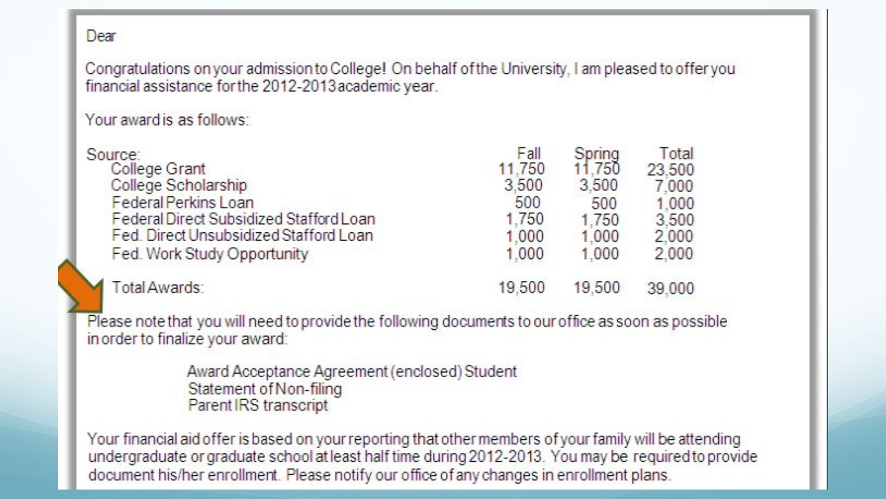Dear

Congratulations on your admission to College! On behalf of the University, I am pleased to offer you financial assistance for the 2012-2013 academic year.

Your award is as follows:

| Source: | Fall | Spring | Total |
|---|---|---|---|
| College Grant | 11,750 | 11,750 | 23,500 |
| College Scholarship | 3,500 | 3,500 | 7,000 |
| Federal Perkins Loan | 500 | 500 | 1,000 |
| Federal Direct Subsidized Stafford Loan | 1,750 | 1,750 | 3,500 |
| Fed. Direct Unsubsidized Stafford Loan | 1,000 | 1,000 | 2,000 |
| Fed. Work Study Opportunity | 1,000 | 1,000 | 2,000 |
| Total Awards: | 19,500 | 19,500 | 39,000 |

Please note that you will need to provide the following documents to our office as soon as possible in order to finalize your award:

Award Acceptance Agreement (enclosed) Student
Statement of Non-filing
Parent IRS transcript

Your financial aid offer is based on your reporting that other members of your family will be attending undergraduate or graduate school at least half time during 2012-2013. You may be required to provide document his/her enrollment. Please notify our office of any changes in enrollment plans.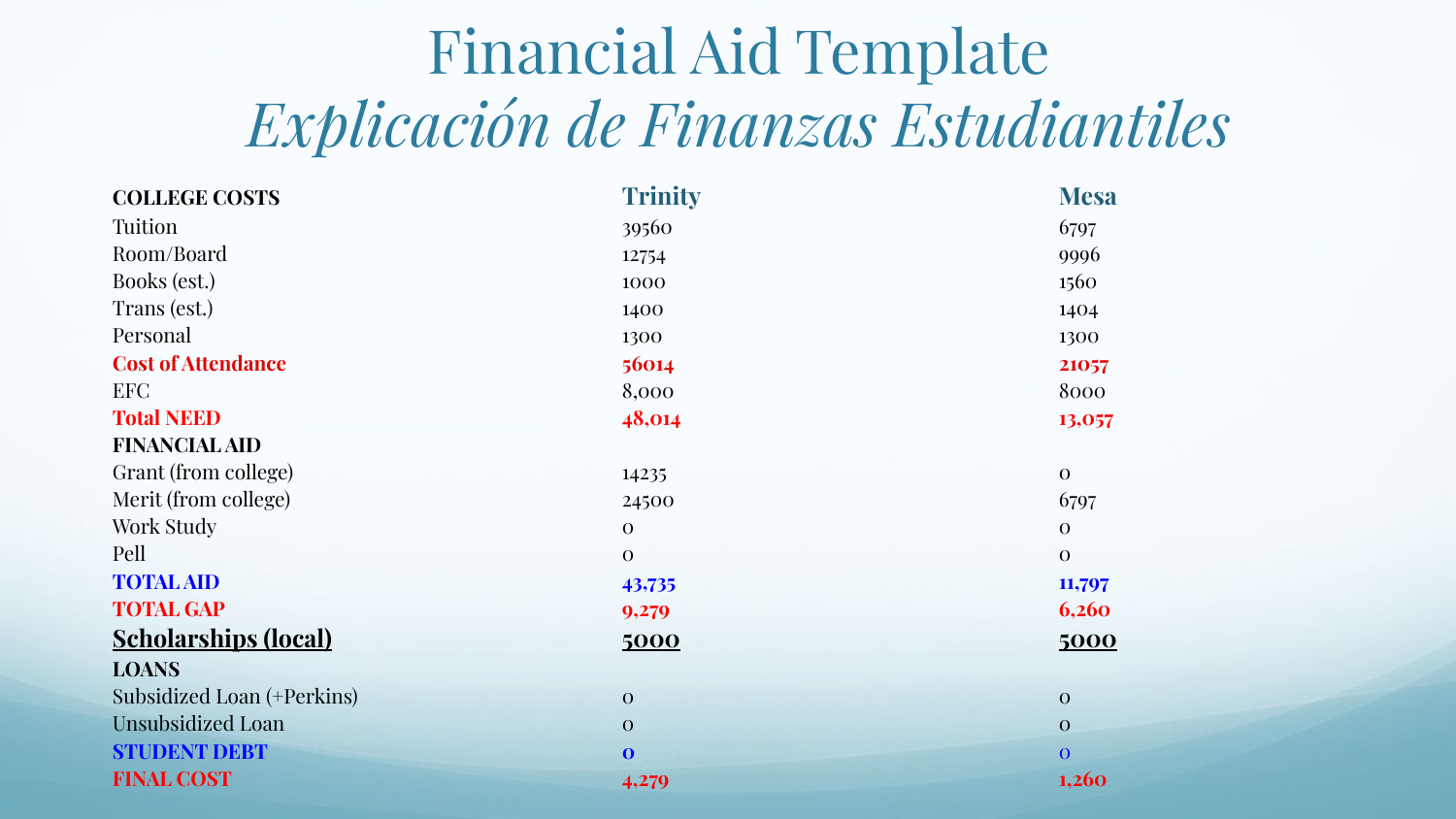# Financial Aid Template
## *Explicación de Finanzas Estudiantiles*

| **COLLEGE COSTS** | **Trinity** | **Mesa** |
|---|---|---|
| Tuition | 39560 | 6797 |
| Room/Board | 12754 | 9996 |
| Books (est.) | 1000 | 1560 |
| Trans (est.) | 1400 | 1404 |
| Personal | 1300 | 1300 |
| **Cost of Attendance** | **56014** | **21057** |
| EFC | 8,000 | 8000 |
| **Total NEED** | **48,014** | **13,057** |
| **FINANCIAL AID** | | |
| Grant (from college) | 14235 | 0 |
| Merit (from college) | 24500 | 6797 |
| Work Study | 0 | 0 |
| Pell | 0 | 0 |
| **TOTAL AID** | **43,735** | **11,797** |
| **TOTAL GAP** | **9,279** | **6,260** |
| **Scholarships (local)** | **5000** | **5000** |
| **LOANS** | | |
| Subsidized Loan (+Perkins) | 0 | 0 |
| Unsubsidized Loan | 0 | 0 |
| **STUDENT DEBT** | **0** | 0 |
| **FINAL COST** | **4,279** | **1,260** |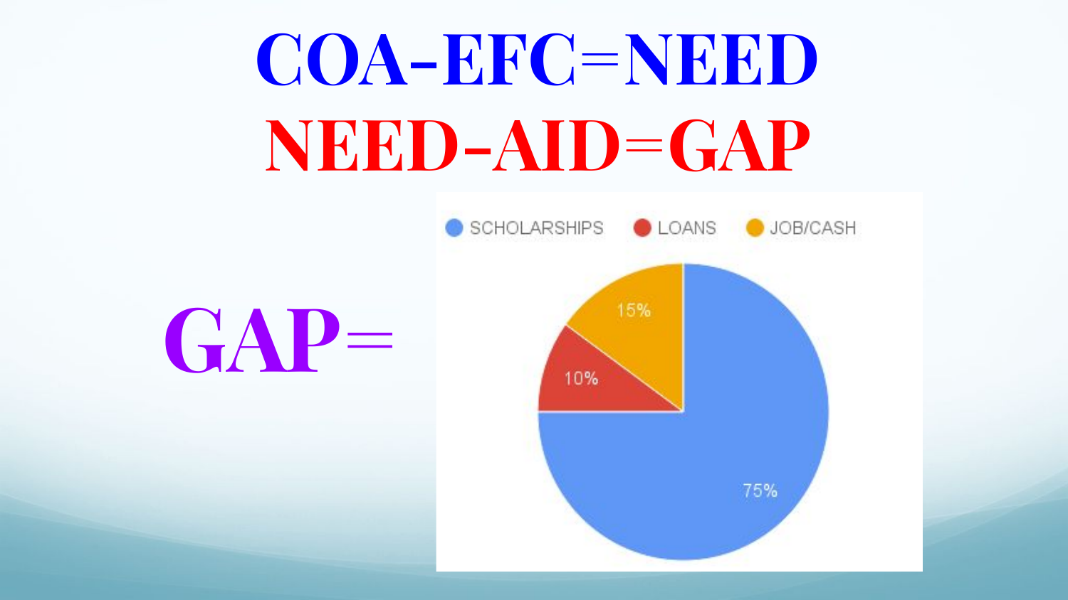# COA-EFC=NEED

# NEED-AID=GAP

**GAP=**

| SCHOLARSHIPS | LOANS | JOB/CASH |
|---|---|---|
| 75% | 10% | 15% |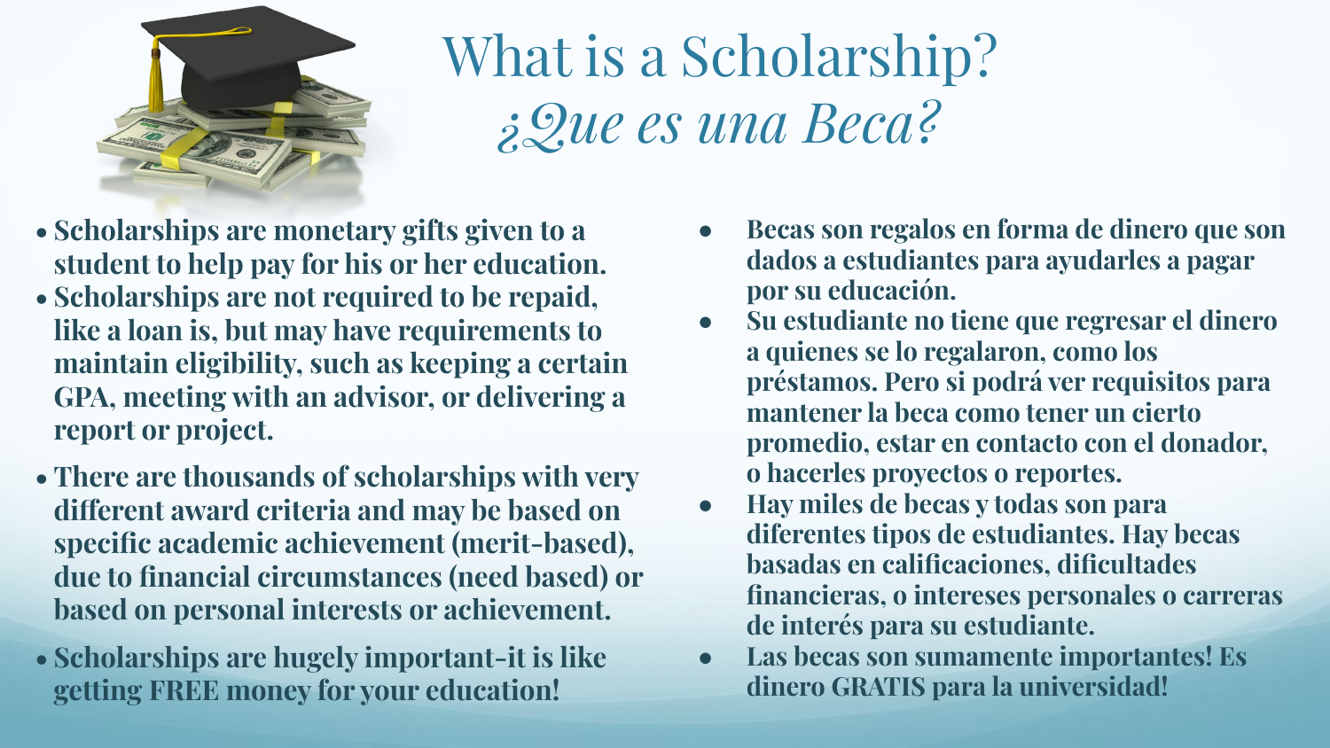# What is a Scholarship?

# *¿Que es una Beca?*

- **Scholarships are monetary gifts given to a student to help pay for his or her education.**
- **Scholarships are not required to be repaid, like a loan is, but may have requirements to maintain eligibility, such as keeping a certain GPA, meeting with an advisor, or delivering a report or project.**
- **There are thousands of scholarships with very different award criteria and may be based on specific academic achievement (merit-based), due to financial circumstances (need based) or based on personal interests or achievement.**
- **Scholarships are hugely important-it is like getting FREE money for your education!**

- **Becas son regalos en forma de dinero que son dados a estudiantes para ayudarles a pagar por su educación.**
- **Su estudiante no tiene que regresar el dinero a quienes se lo regalaron, como los préstamos. Pero si podrá ver requisitos para mantener la beca como tener un cierto promedio, estar en contacto con el donador, o hacerles proyectos o reportes.**
- **Hay miles de becas y todas son para diferentes tipos de estudiantes. Hay becas basadas en calificaciones, dificultades financieras, o intereses personales o carreras de interés para su estudiante.**
- **Las becas son sumamente importantes! Es dinero GRATIS para la universidad!**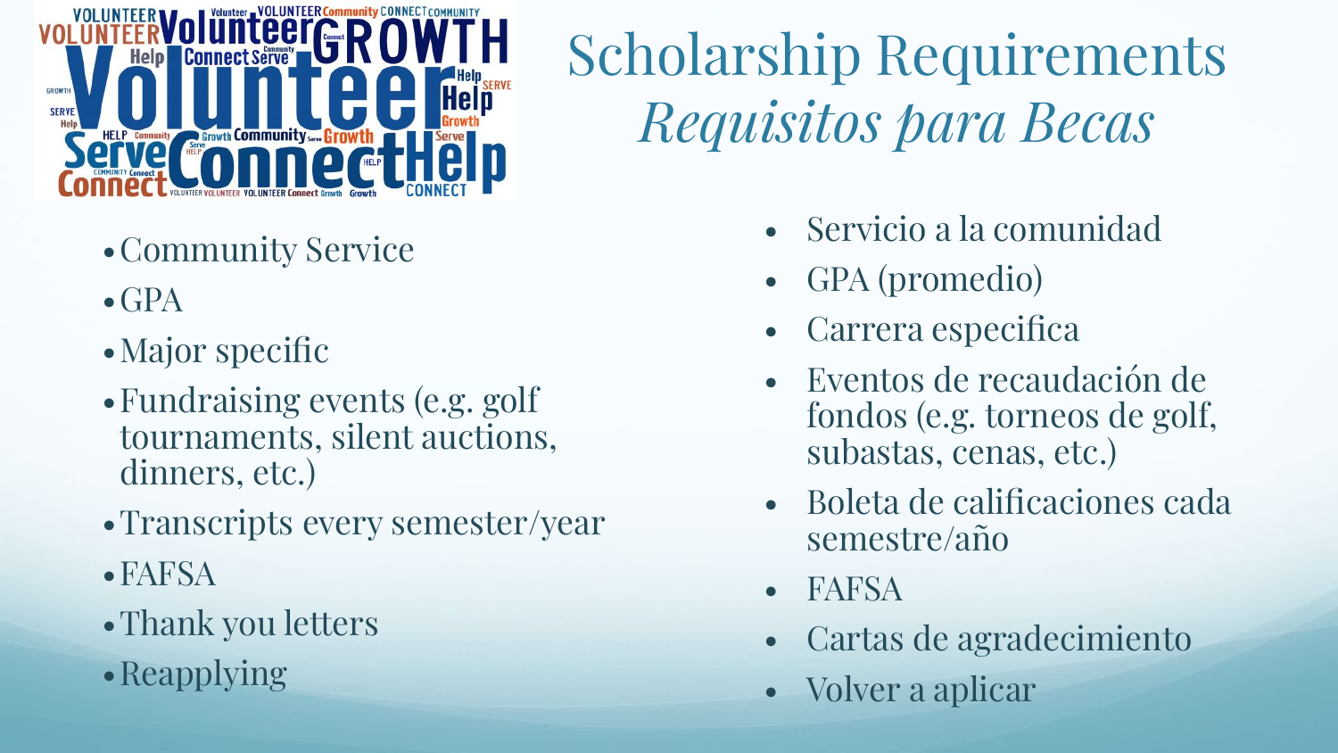# Scholarship Requirements
## *Requisitos para Becas*

- Community Service
- GPA
- Major specific
- Fundraising events (e.g. golf tournaments, silent auctions, dinners, etc.)
- Transcripts every semester/year
- FAFSA
- Thank you letters
- Reapplying

- Servicio a la comunidad
- GPA (promedio)
- Carrera especifica
- Eventos de recaudación de fondos (e.g. torneos de golf, subastas, cenas, etc.)
- Boleta de calificaciones cada semestre/año
- FAFSA
- Cartas de agradecimiento
- Volver a aplicar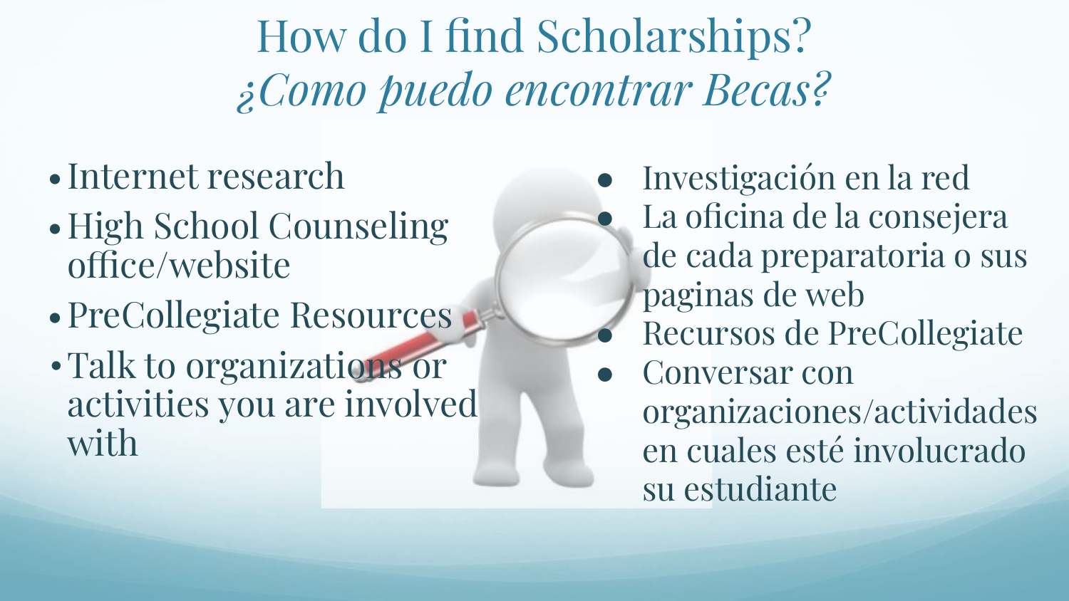# How do I find Scholarships?
# *¿Como puedo encontrar Becas?*

- Internet research
- High School Counseling office/website
- PreCollegiate Resources
- Talk to organizations or activities you are involved with

- Investigación en la red
- La oficina de la consejera de cada preparatoria o sus paginas de web
- Recursos de PreCollegiate
- Conversar con organizaciones/actividades en cuales esté involucrado su estudiante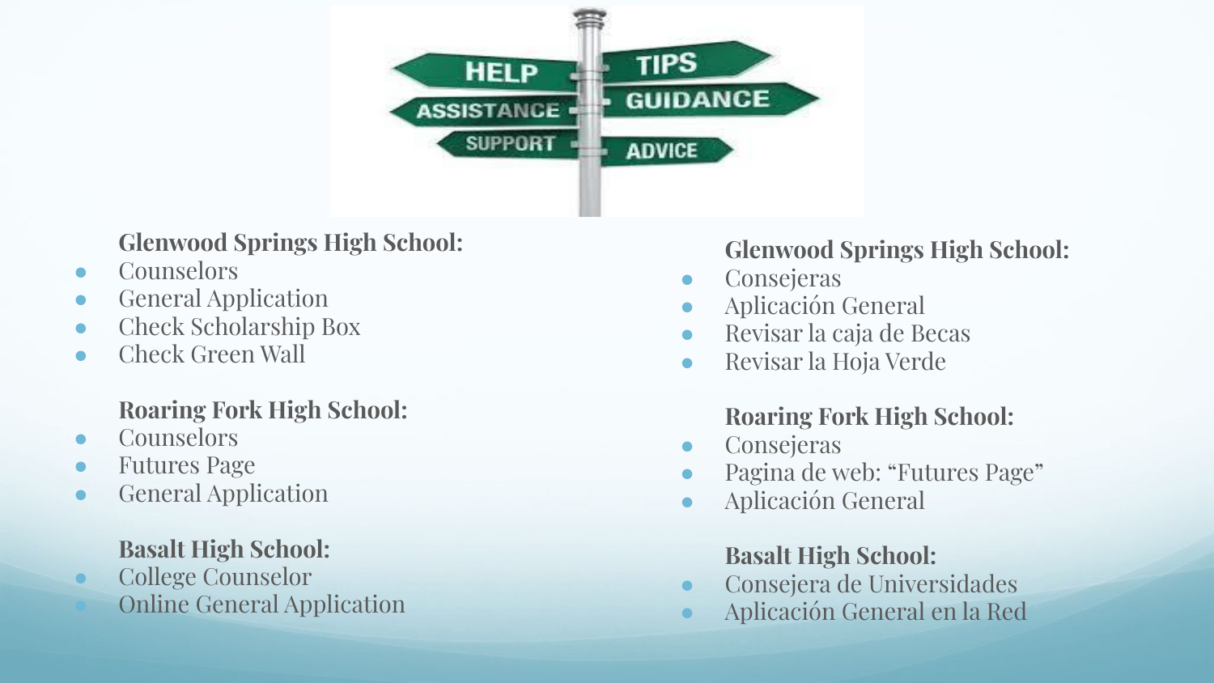**Glenwood Springs High School:**

- Counselors
- General Application
- Check Scholarship Box
- Check Green Wall

**Roaring Fork High School:**

- Counselors
- Futures Page
- General Application

**Basalt High School:**

- College Counselor
- Online General Application

**Glenwood Springs High School:**

- Consejeras
- Aplicación General
- Revisar la caja de Becas
- Revisar la Hoja Verde

**Roaring Fork High School:**

- Consejeras
- Pagina de web: "Futures Page"
- Aplicación General

**Basalt High School:**

- Consejera de Universidades
- Aplicación General en la Red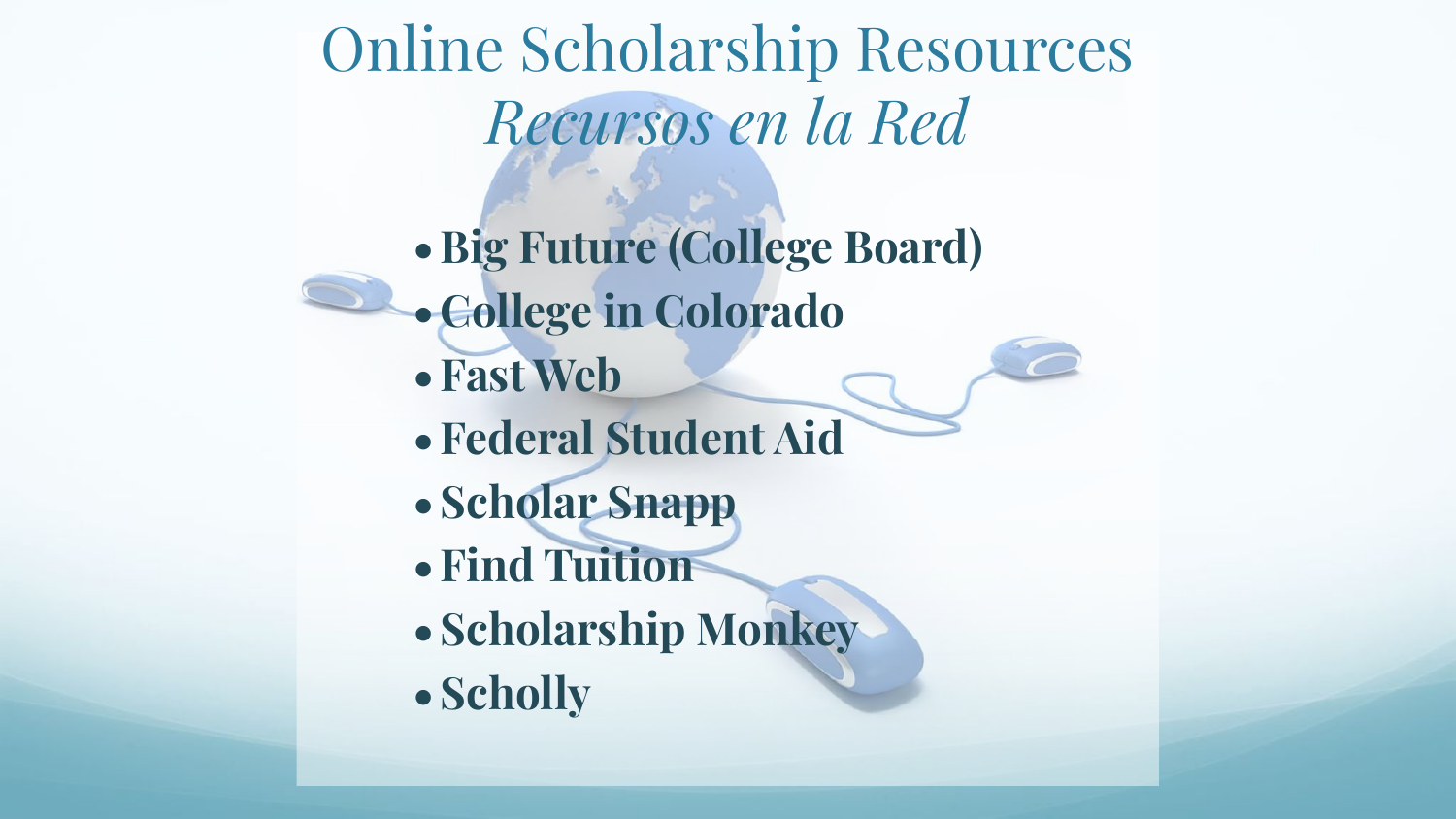# Online Scholarship Resources
## *Recursos en la Red*

- **Big Future (College Board)**
- **College in Colorado**
- **Fast Web**
- **Federal Student Aid**
- **Scholar Snapp**
- **Find Tuition**
- **Scholarship Monkey**
- **Scholly**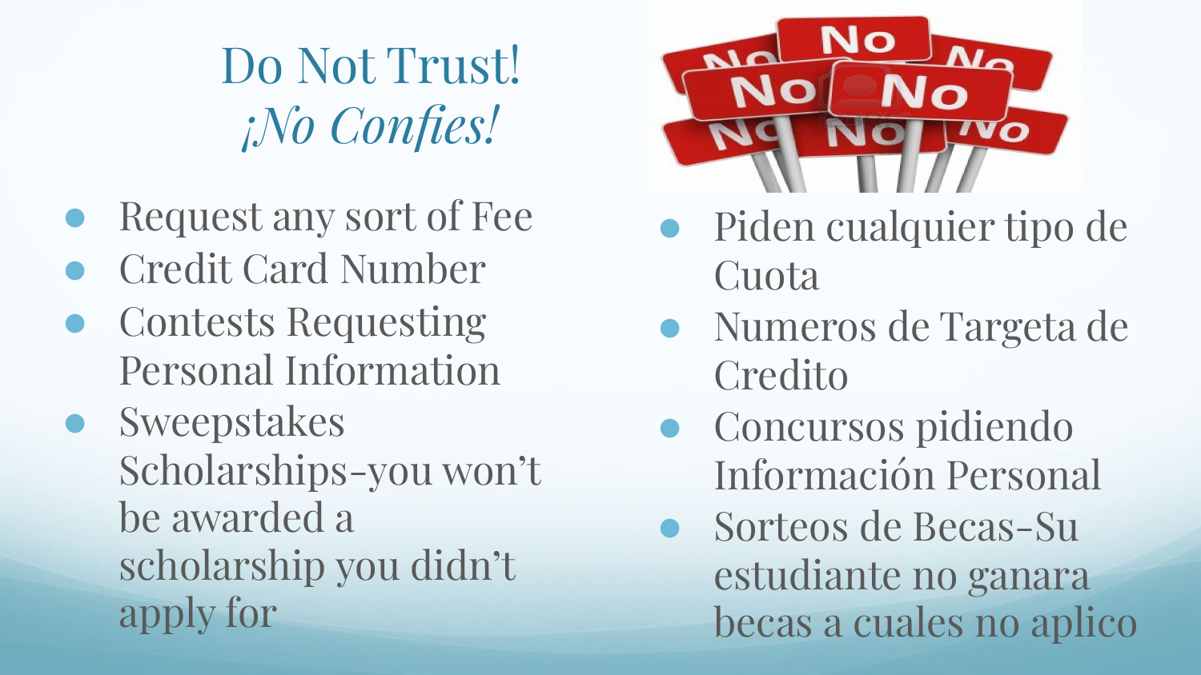# Do Not Trust!
# *¡No Confies!*

- Request any sort of Fee
- Credit Card Number
- Contests Requesting Personal Information
- Sweepstakes Scholarships-you won't be awarded a scholarship you didn't apply for

- Piden cualquier tipo de Cuota
- Numeros de Targeta de Credito
- Concursos pidiendo Información Personal
- Sorteos de Becas-Su estudiante no ganara becas a cuales no aplico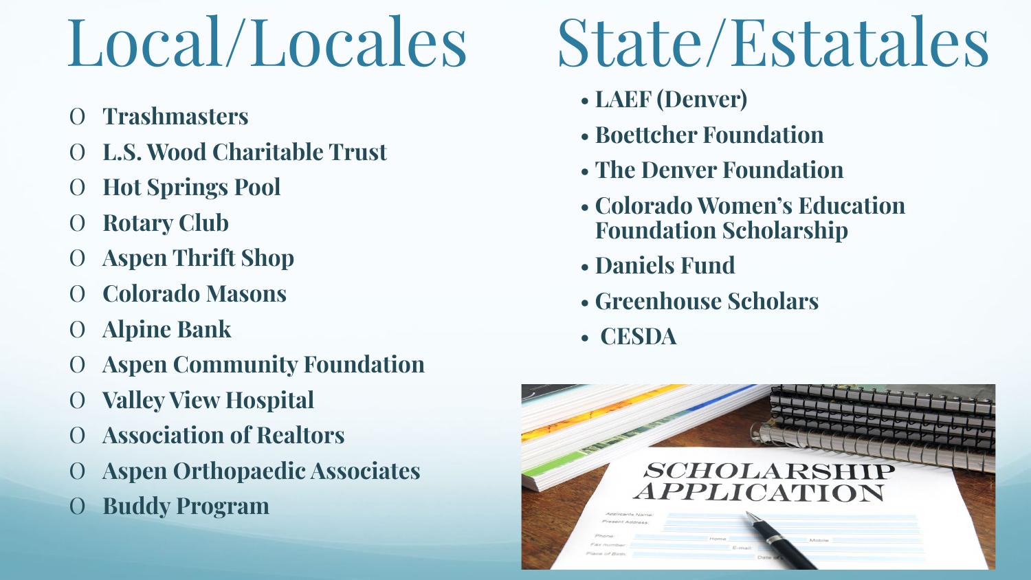# Local/Locales

- Trashmasters
- L.S. Wood Charitable Trust
- Hot Springs Pool
- Rotary Club
- Aspen Thrift Shop
- Colorado Masons
- Alpine Bank
- Aspen Community Foundation
- Valley View Hospital
- Association of Realtors
- Aspen Orthopaedic Associates
- Buddy Program

# State/Estatales

- LAEF (Denver)
- Boettcher Foundation
- The Denver Foundation
- Colorado Women's Education Foundation Scholarship
- Daniels Fund
- Greenhouse Scholars
- CESDA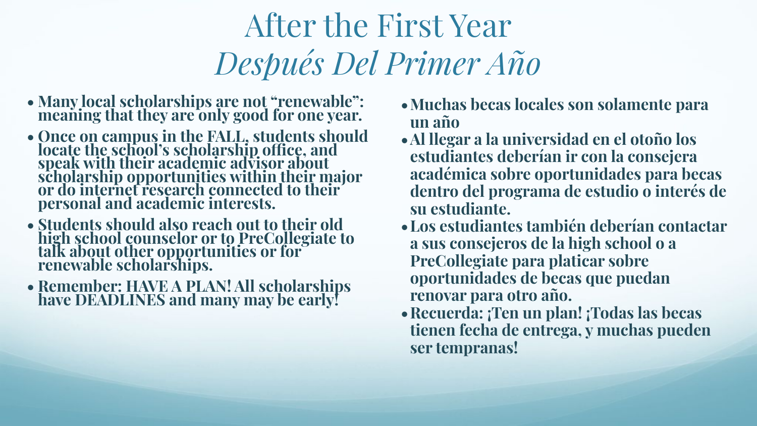# After the First Year
# *Después Del Primer Año*

- **Many local scholarships are not "renewable": meaning that they are only good for one year.**
- **Once on campus in the FALL, students should locate the school's scholarship office, and speak with their academic advisor about scholarship opportunities within their major or do internet research connected to their personal and academic interests.**
- **Students should also reach out to their old high school counselor or to PreCollegiate to talk about other opportunities or for renewable scholarships.**
- **Remember: HAVE A PLAN! All scholarships have DEADLINES and many may be early!**

- **Muchas becas locales son solamente para un año**
- **Al llegar a la universidad en el otoño los estudiantes deberían ir con la consejera académica sobre oportunidades para becas dentro del programa de estudio o interés de su estudiante.**
- **Los estudiantes también deberían contactar a sus consejeros de la high school o a PreCollegiate para platicar sobre oportunidades de becas que puedan renovar para otro año.**
- **Recuerda: ¡Ten un plan! ¡Todas las becas tienen fecha de entrega, y muchas pueden ser tempranas!**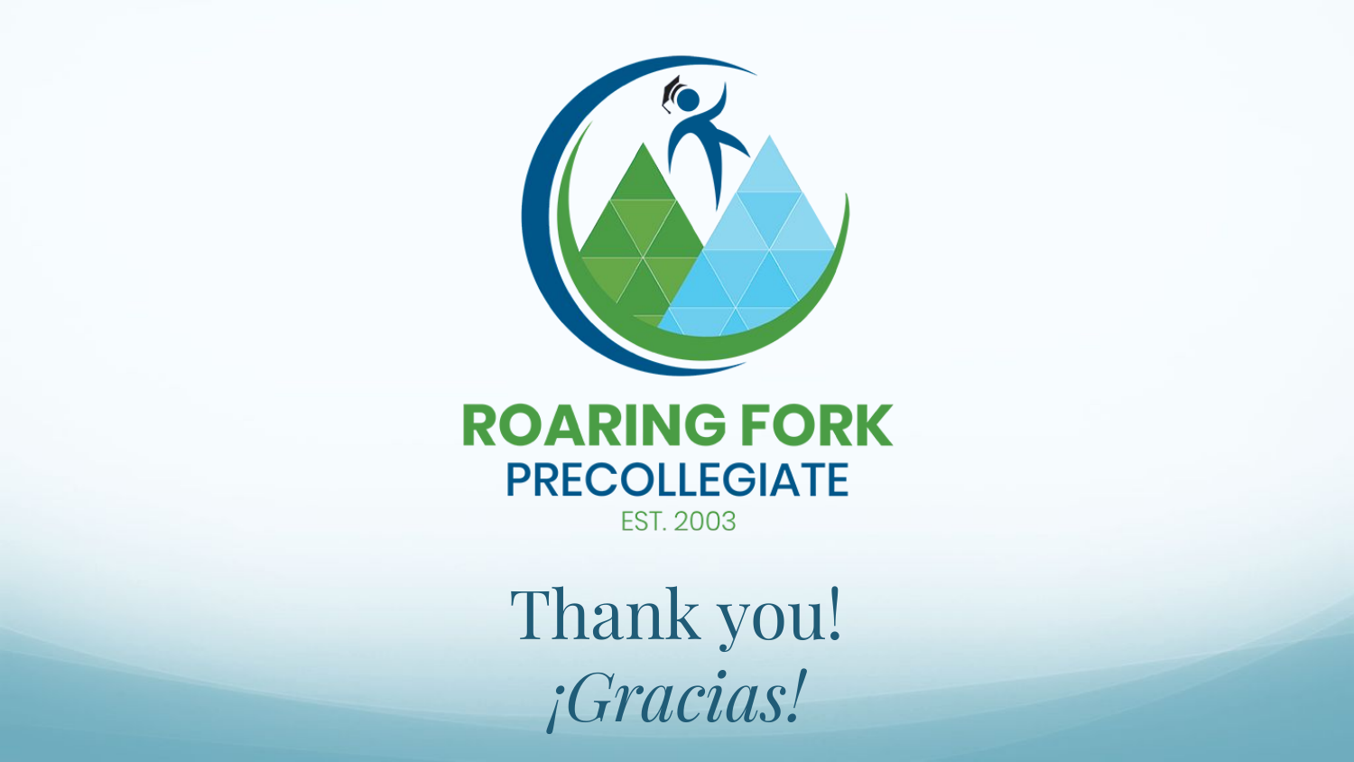ROARING FORK

PRECOLLEGIATE

EST. 2003

Thank you!

*¡Gracias!*